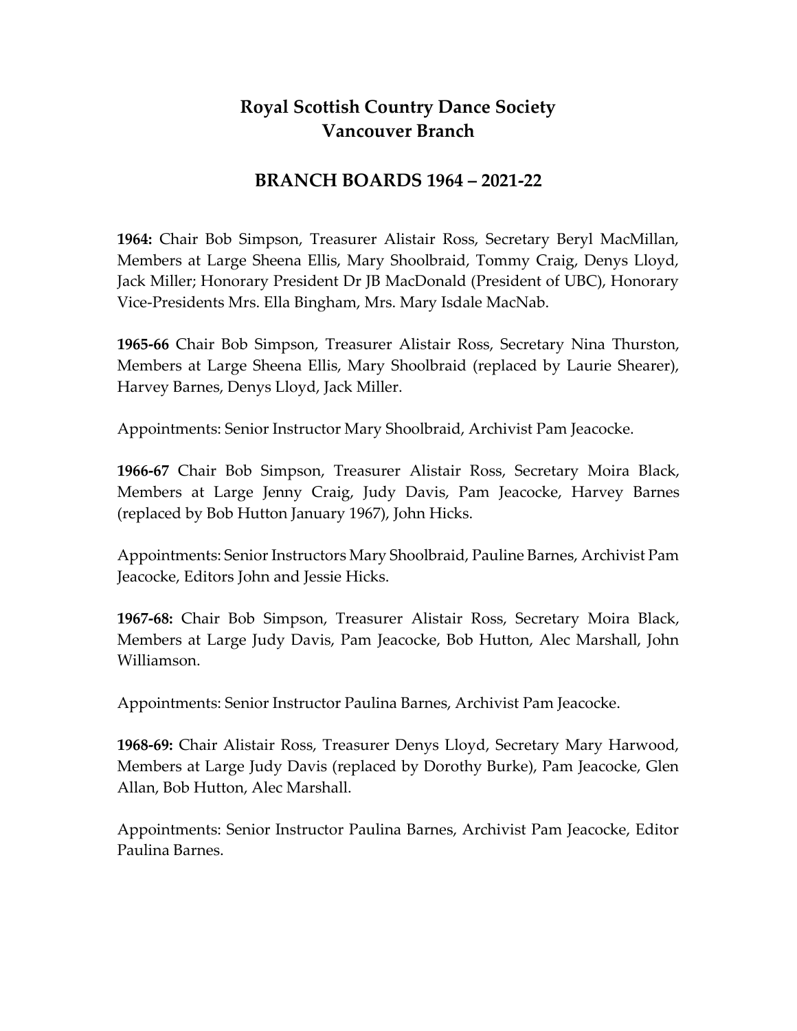# Royal Scottish Country Dance Society
# Vancouver Branch

## BRANCH BOARDS 1964 – 2021-22

**1964:** Chair Bob Simpson, Treasurer Alistair Ross, Secretary Beryl MacMillan, Members at Large Sheena Ellis, Mary Shoolbraid, Tommy Craig, Denys Lloyd, Jack Miller; Honorary President Dr JB MacDonald (President of UBC), Honorary Vice-Presidents Mrs. Ella Bingham, Mrs. Mary Isdale MacNab.

**1965-66** Chair Bob Simpson, Treasurer Alistair Ross, Secretary Nina Thurston, Members at Large Sheena Ellis, Mary Shoolbraid (replaced by Laurie Shearer), Harvey Barnes, Denys Lloyd, Jack Miller.

Appointments: Senior Instructor Mary Shoolbraid, Archivist Pam Jeacocke.

**1966-67** Chair Bob Simpson, Treasurer Alistair Ross, Secretary Moira Black, Members at Large Jenny Craig, Judy Davis, Pam Jeacocke, Harvey Barnes (replaced by Bob Hutton January 1967), John Hicks.

Appointments: Senior Instructors Mary Shoolbraid, Pauline Barnes, Archivist Pam Jeacocke, Editors John and Jessie Hicks.

**1967-68:** Chair Bob Simpson, Treasurer Alistair Ross, Secretary Moira Black, Members at Large Judy Davis, Pam Jeacocke, Bob Hutton, Alec Marshall, John Williamson.

Appointments: Senior Instructor Paulina Barnes, Archivist Pam Jeacocke.

**1968-69:** Chair Alistair Ross, Treasurer Denys Lloyd, Secretary Mary Harwood, Members at Large Judy Davis (replaced by Dorothy Burke), Pam Jeacocke, Glen Allan, Bob Hutton, Alec Marshall.

Appointments: Senior Instructor Paulina Barnes, Archivist Pam Jeacocke, Editor Paulina Barnes.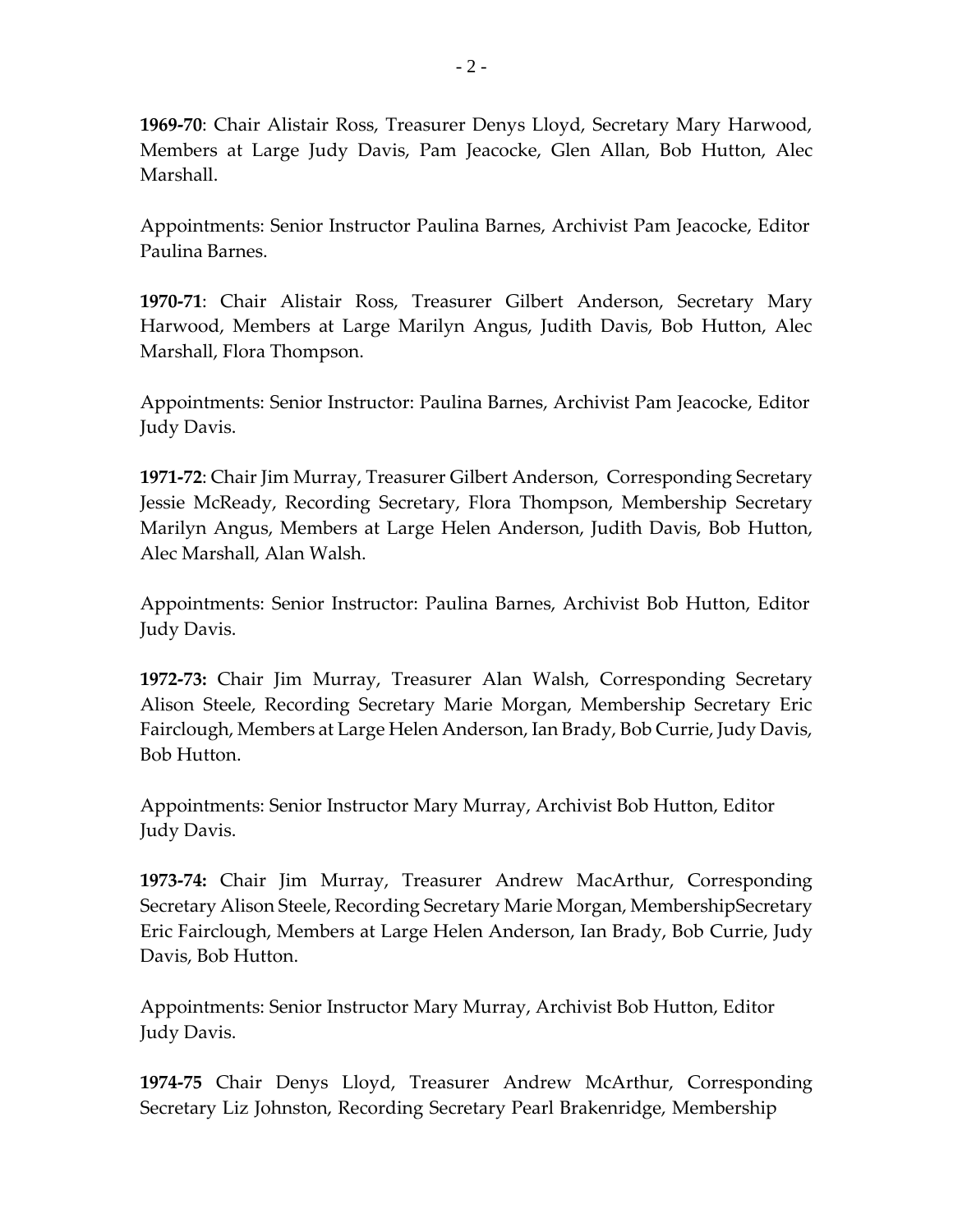**1969-70**: Chair Alistair Ross, Treasurer Denys Lloyd, Secretary Mary Harwood, Members at Large Judy Davis, Pam Jeacocke, Glen Allan, Bob Hutton, Alec Marshall.

Appointments: Senior Instructor Paulina Barnes, Archivist Pam Jeacocke, Editor Paulina Barnes.

**1970-71**: Chair Alistair Ross, Treasurer Gilbert Anderson, Secretary Mary Harwood, Members at Large Marilyn Angus, Judith Davis, Bob Hutton, Alec Marshall, Flora Thompson.

Appointments: Senior Instructor: Paulina Barnes, Archivist Pam Jeacocke, Editor Judy Davis.

**1971-72**: Chair Jim Murray, Treasurer Gilbert Anderson, Corresponding Secretary Jessie McReady, Recording Secretary, Flora Thompson, Membership Secretary Marilyn Angus, Members at Large Helen Anderson, Judith Davis, Bob Hutton, Alec Marshall, Alan Walsh.

Appointments: Senior Instructor: Paulina Barnes, Archivist Bob Hutton, Editor Judy Davis.

**1972-73:** Chair Jim Murray, Treasurer Alan Walsh, Corresponding Secretary Alison Steele, Recording Secretary Marie Morgan, Membership Secretary Eric Fairclough, Members at Large Helen Anderson, Ian Brady, Bob Currie, Judy Davis, Bob Hutton.

Appointments: Senior Instructor Mary Murray, Archivist Bob Hutton, Editor Judy Davis.

**1973-74:** Chair Jim Murray, Treasurer Andrew MacArthur, Corresponding Secretary Alison Steele, Recording Secretary Marie Morgan, MembershipSecretary Eric Fairclough, Members at Large Helen Anderson, Ian Brady, Bob Currie, Judy Davis, Bob Hutton.

Appointments: Senior Instructor Mary Murray, Archivist Bob Hutton, Editor Judy Davis.

**1974-75** Chair Denys Lloyd, Treasurer Andrew McArthur, Corresponding Secretary Liz Johnston, Recording Secretary Pearl Brakenridge, Membership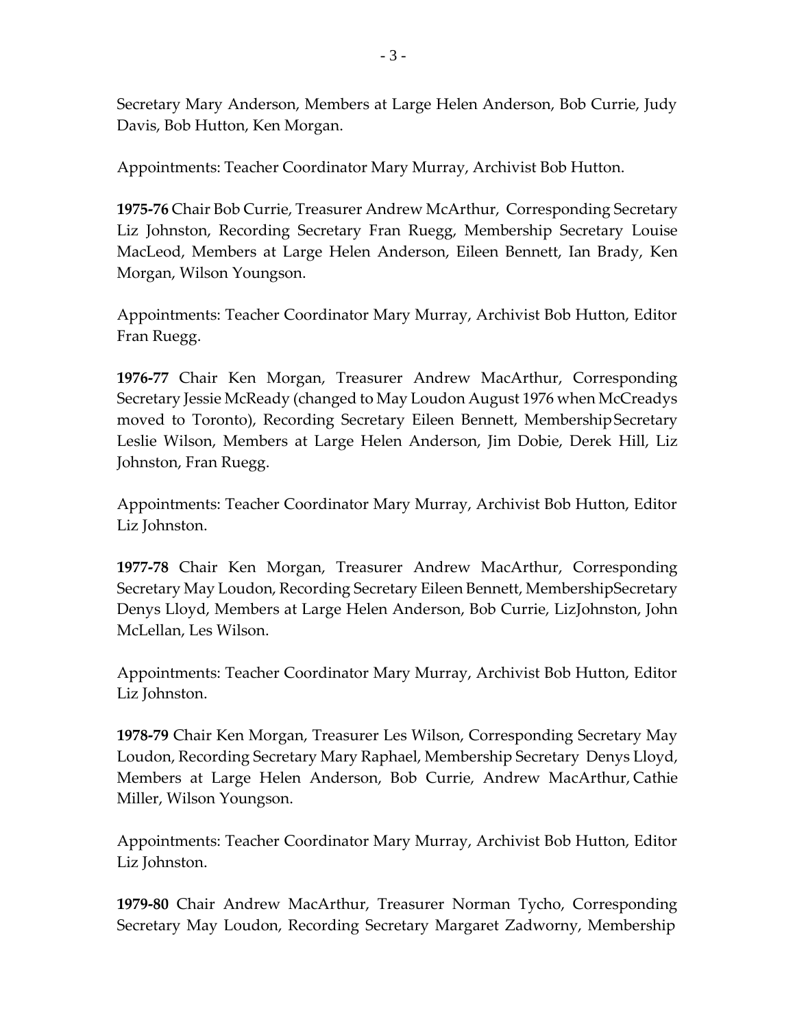Secretary Mary Anderson, Members at Large Helen Anderson, Bob Currie, Judy Davis, Bob Hutton, Ken Morgan.

Appointments: Teacher Coordinator Mary Murray, Archivist Bob Hutton.

**1975-76** Chair Bob Currie, Treasurer Andrew McArthur, Corresponding Secretary Liz Johnston, Recording Secretary Fran Ruegg, Membership Secretary Louise MacLeod, Members at Large Helen Anderson, Eileen Bennett, Ian Brady, Ken Morgan, Wilson Youngson.

Appointments: Teacher Coordinator Mary Murray, Archivist Bob Hutton, Editor Fran Ruegg.

**1976-77** Chair Ken Morgan, Treasurer Andrew MacArthur, Corresponding Secretary Jessie McReady (changed to May Loudon August 1976 when McCreadys moved to Toronto), Recording Secretary Eileen Bennett, Membership Secretary Leslie Wilson, Members at Large Helen Anderson, Jim Dobie, Derek Hill, Liz Johnston, Fran Ruegg.

Appointments: Teacher Coordinator Mary Murray, Archivist Bob Hutton, Editor Liz Johnston.

**1977-78** Chair Ken Morgan, Treasurer Andrew MacArthur, Corresponding Secretary May Loudon, Recording Secretary Eileen Bennett, MembershipSecretary Denys Lloyd, Members at Large Helen Anderson, Bob Currie, LizJohnston, John McLellan, Les Wilson.

Appointments: Teacher Coordinator Mary Murray, Archivist Bob Hutton, Editor Liz Johnston.

**1978-79** Chair Ken Morgan, Treasurer Les Wilson, Corresponding Secretary May Loudon, Recording Secretary Mary Raphael, Membership Secretary Denys Lloyd, Members at Large Helen Anderson, Bob Currie, Andrew MacArthur, Cathie Miller, Wilson Youngson.

Appointments: Teacher Coordinator Mary Murray, Archivist Bob Hutton, Editor Liz Johnston.

**1979-80** Chair Andrew MacArthur, Treasurer Norman Tycho, Corresponding Secretary May Loudon, Recording Secretary Margaret Zadworny, Membership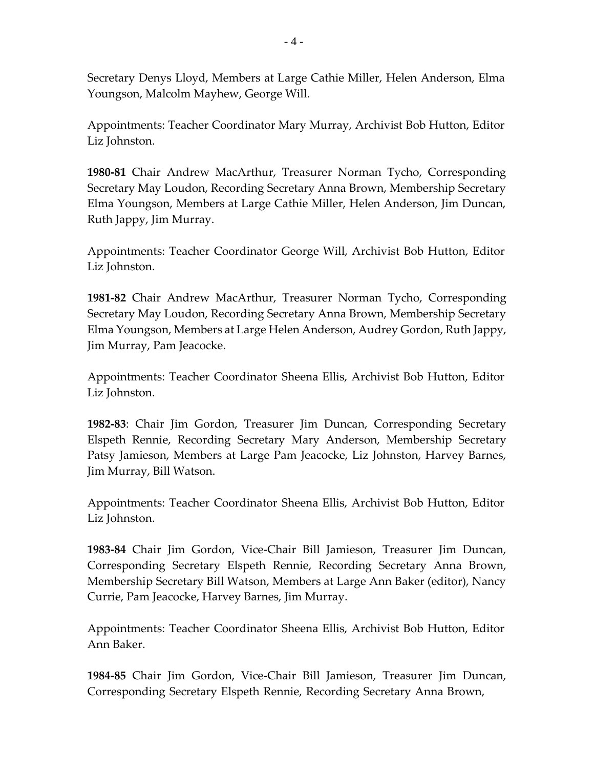Secretary Denys Lloyd, Members at Large Cathie Miller, Helen Anderson, Elma Youngson, Malcolm Mayhew, George Will.

Appointments: Teacher Coordinator Mary Murray, Archivist Bob Hutton, Editor Liz Johnston.

**1980-81** Chair Andrew MacArthur, Treasurer Norman Tycho, Corresponding Secretary May Loudon, Recording Secretary Anna Brown, Membership Secretary Elma Youngson, Members at Large Cathie Miller, Helen Anderson, Jim Duncan, Ruth Jappy, Jim Murray.

Appointments: Teacher Coordinator George Will, Archivist Bob Hutton, Editor Liz Johnston.

**1981-82** Chair Andrew MacArthur, Treasurer Norman Tycho, Corresponding Secretary May Loudon, Recording Secretary Anna Brown, Membership Secretary Elma Youngson, Members at Large Helen Anderson, Audrey Gordon, Ruth Jappy, Jim Murray, Pam Jeacocke.

Appointments: Teacher Coordinator Sheena Ellis, Archivist Bob Hutton, Editor Liz Johnston.

**1982-83**: Chair Jim Gordon, Treasurer Jim Duncan, Corresponding Secretary Elspeth Rennie, Recording Secretary Mary Anderson, Membership Secretary Patsy Jamieson, Members at Large Pam Jeacocke, Liz Johnston, Harvey Barnes, Jim Murray, Bill Watson.

Appointments: Teacher Coordinator Sheena Ellis, Archivist Bob Hutton, Editor Liz Johnston.

**1983-84** Chair Jim Gordon, Vice-Chair Bill Jamieson, Treasurer Jim Duncan, Corresponding Secretary Elspeth Rennie, Recording Secretary Anna Brown, Membership Secretary Bill Watson, Members at Large Ann Baker (editor), Nancy Currie, Pam Jeacocke, Harvey Barnes, Jim Murray.

Appointments: Teacher Coordinator Sheena Ellis, Archivist Bob Hutton, Editor Ann Baker.

**1984-85** Chair Jim Gordon, Vice-Chair Bill Jamieson, Treasurer Jim Duncan, Corresponding Secretary Elspeth Rennie, Recording Secretary Anna Brown,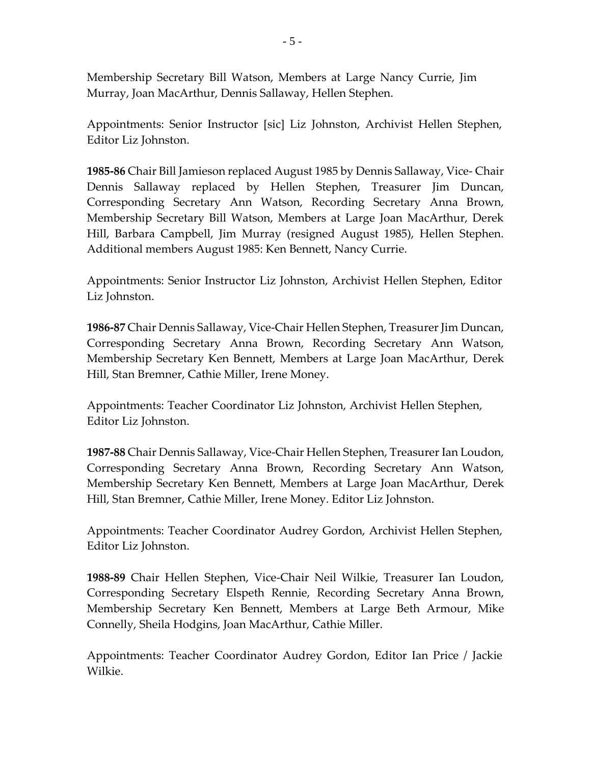Membership Secretary Bill Watson, Members at Large Nancy Currie, Jim Murray, Joan MacArthur, Dennis Sallaway, Hellen Stephen.

Appointments: Senior Instructor [sic] Liz Johnston, Archivist Hellen Stephen, Editor Liz Johnston.

**1985-86** Chair Bill Jamieson replaced August 1985 by Dennis Sallaway, Vice- Chair Dennis Sallaway replaced by Hellen Stephen, Treasurer Jim Duncan, Corresponding Secretary Ann Watson, Recording Secretary Anna Brown, Membership Secretary Bill Watson, Members at Large Joan MacArthur, Derek Hill, Barbara Campbell, Jim Murray (resigned August 1985), Hellen Stephen. Additional members August 1985: Ken Bennett, Nancy Currie.

Appointments: Senior Instructor Liz Johnston, Archivist Hellen Stephen, Editor Liz Johnston.

**1986-87** Chair Dennis Sallaway, Vice-Chair Hellen Stephen, Treasurer Jim Duncan, Corresponding Secretary Anna Brown, Recording Secretary Ann Watson, Membership Secretary Ken Bennett, Members at Large Joan MacArthur, Derek Hill, Stan Bremner, Cathie Miller, Irene Money.

Appointments: Teacher Coordinator Liz Johnston, Archivist Hellen Stephen, Editor Liz Johnston.

**1987-88** Chair Dennis Sallaway, Vice-Chair Hellen Stephen, Treasurer Ian Loudon, Corresponding Secretary Anna Brown, Recording Secretary Ann Watson, Membership Secretary Ken Bennett, Members at Large Joan MacArthur, Derek Hill, Stan Bremner, Cathie Miller, Irene Money. Editor Liz Johnston.

Appointments: Teacher Coordinator Audrey Gordon, Archivist Hellen Stephen, Editor Liz Johnston.

**1988-89** Chair Hellen Stephen, Vice-Chair Neil Wilkie, Treasurer Ian Loudon, Corresponding Secretary Elspeth Rennie, Recording Secretary Anna Brown, Membership Secretary Ken Bennett, Members at Large Beth Armour, Mike Connelly, Sheila Hodgins, Joan MacArthur, Cathie Miller.

Appointments: Teacher Coordinator Audrey Gordon, Editor Ian Price / Jackie Wilkie.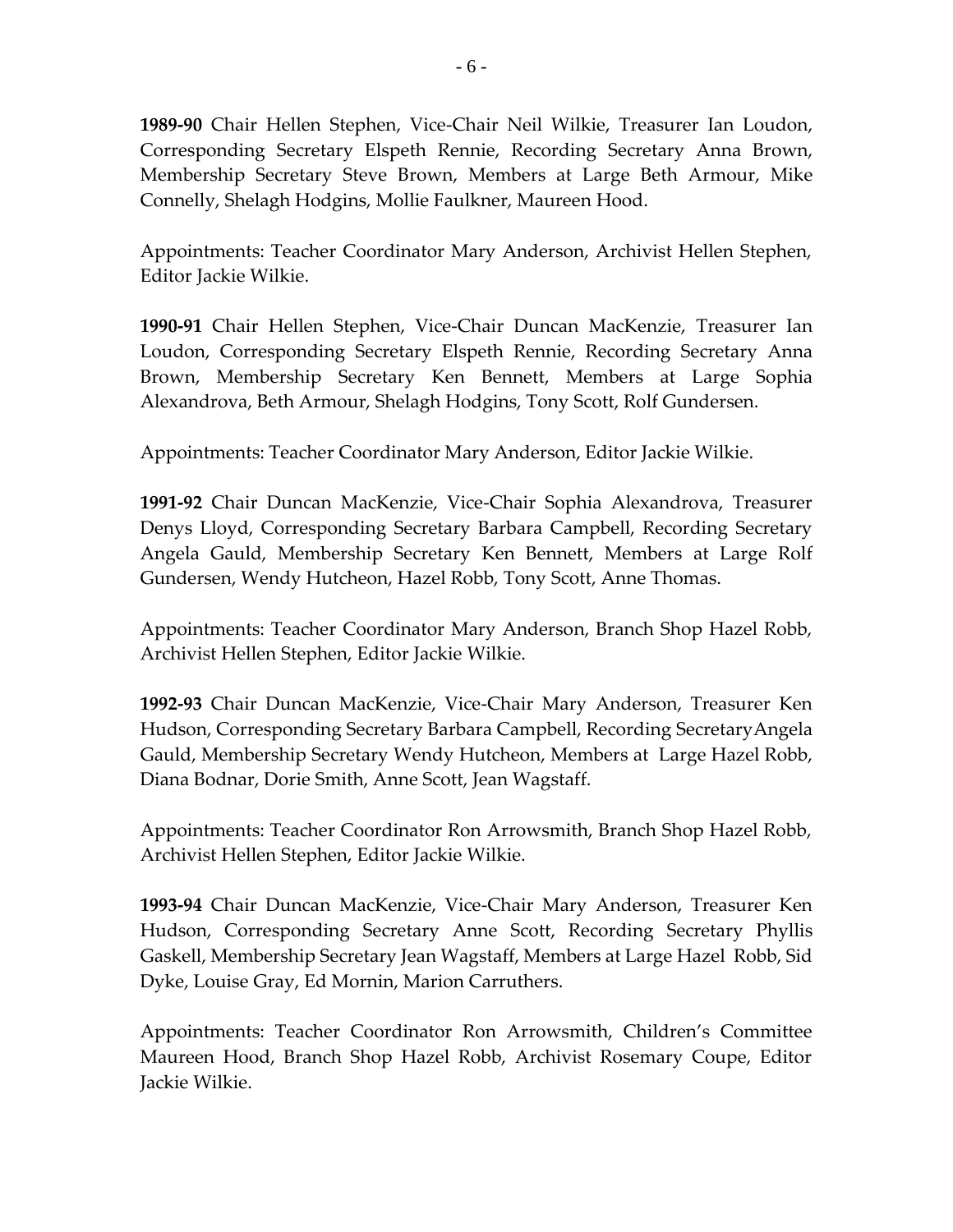**1989-90** Chair Hellen Stephen, Vice-Chair Neil Wilkie, Treasurer Ian Loudon, Corresponding Secretary Elspeth Rennie, Recording Secretary Anna Brown, Membership Secretary Steve Brown, Members at Large Beth Armour, Mike Connelly, Shelagh Hodgins, Mollie Faulkner, Maureen Hood.

Appointments: Teacher Coordinator Mary Anderson, Archivist Hellen Stephen, Editor Jackie Wilkie.

**1990-91** Chair Hellen Stephen, Vice-Chair Duncan MacKenzie, Treasurer Ian Loudon, Corresponding Secretary Elspeth Rennie, Recording Secretary Anna Brown, Membership Secretary Ken Bennett, Members at Large Sophia Alexandrova, Beth Armour, Shelagh Hodgins, Tony Scott, Rolf Gundersen.

Appointments: Teacher Coordinator Mary Anderson, Editor Jackie Wilkie.

**1991-92** Chair Duncan MacKenzie, Vice-Chair Sophia Alexandrova, Treasurer Denys Lloyd, Corresponding Secretary Barbara Campbell, Recording Secretary Angela Gauld, Membership Secretary Ken Bennett, Members at Large Rolf Gundersen, Wendy Hutcheon, Hazel Robb, Tony Scott, Anne Thomas.

Appointments: Teacher Coordinator Mary Anderson, Branch Shop Hazel Robb, Archivist Hellen Stephen, Editor Jackie Wilkie.

**1992-93** Chair Duncan MacKenzie, Vice-Chair Mary Anderson, Treasurer Ken Hudson, Corresponding Secretary Barbara Campbell, Recording Secretary Angela Gauld, Membership Secretary Wendy Hutcheon, Members at Large Hazel Robb, Diana Bodnar, Dorie Smith, Anne Scott, Jean Wagstaff.

Appointments: Teacher Coordinator Ron Arrowsmith, Branch Shop Hazel Robb, Archivist Hellen Stephen, Editor Jackie Wilkie.

**1993-94** Chair Duncan MacKenzie, Vice-Chair Mary Anderson, Treasurer Ken Hudson, Corresponding Secretary Anne Scott, Recording Secretary Phyllis Gaskell, Membership Secretary Jean Wagstaff, Members at Large Hazel Robb, Sid Dyke, Louise Gray, Ed Mornin, Marion Carruthers.

Appointments: Teacher Coordinator Ron Arrowsmith, Children's Committee Maureen Hood, Branch Shop Hazel Robb, Archivist Rosemary Coupe, Editor Jackie Wilkie.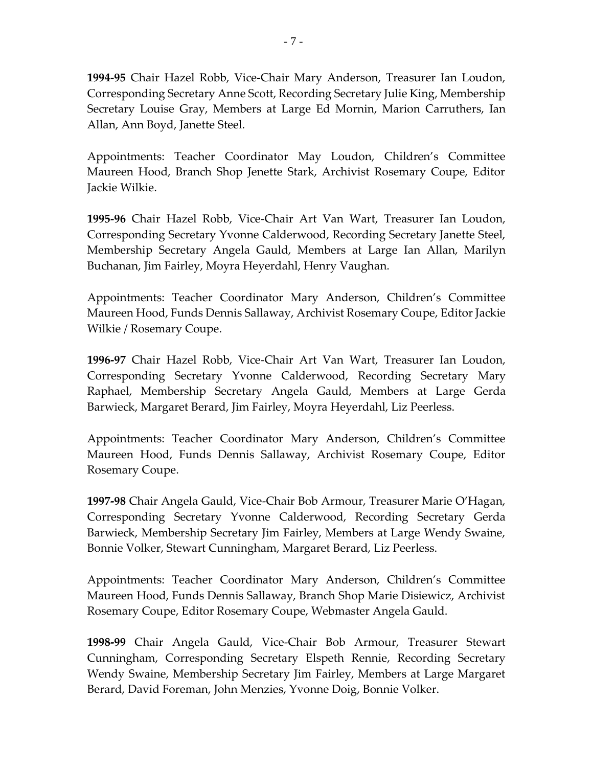**1994-95** Chair Hazel Robb, Vice-Chair Mary Anderson, Treasurer Ian Loudon, Corresponding Secretary Anne Scott, Recording Secretary Julie King, Membership Secretary Louise Gray, Members at Large Ed Mornin, Marion Carruthers, Ian Allan, Ann Boyd, Janette Steel.

Appointments: Teacher Coordinator May Loudon, Children's Committee Maureen Hood, Branch Shop Jenette Stark, Archivist Rosemary Coupe, Editor Jackie Wilkie.

**1995-96** Chair Hazel Robb, Vice-Chair Art Van Wart, Treasurer Ian Loudon, Corresponding Secretary Yvonne Calderwood, Recording Secretary Janette Steel, Membership Secretary Angela Gauld, Members at Large Ian Allan, Marilyn Buchanan, Jim Fairley, Moyra Heyerdahl, Henry Vaughan.

Appointments: Teacher Coordinator Mary Anderson, Children's Committee Maureen Hood, Funds Dennis Sallaway, Archivist Rosemary Coupe, Editor Jackie Wilkie / Rosemary Coupe.

**1996-97** Chair Hazel Robb, Vice-Chair Art Van Wart, Treasurer Ian Loudon, Corresponding Secretary Yvonne Calderwood, Recording Secretary Mary Raphael, Membership Secretary Angela Gauld, Members at Large Gerda Barwieck, Margaret Berard, Jim Fairley, Moyra Heyerdahl, Liz Peerless.

Appointments: Teacher Coordinator Mary Anderson, Children's Committee Maureen Hood, Funds Dennis Sallaway, Archivist Rosemary Coupe, Editor Rosemary Coupe.

**1997-98** Chair Angela Gauld, Vice-Chair Bob Armour, Treasurer Marie O'Hagan, Corresponding Secretary Yvonne Calderwood, Recording Secretary Gerda Barwieck, Membership Secretary Jim Fairley, Members at Large Wendy Swaine, Bonnie Volker, Stewart Cunningham, Margaret Berard, Liz Peerless.

Appointments: Teacher Coordinator Mary Anderson, Children's Committee Maureen Hood, Funds Dennis Sallaway, Branch Shop Marie Disiewicz, Archivist Rosemary Coupe, Editor Rosemary Coupe, Webmaster Angela Gauld.

**1998-99** Chair Angela Gauld, Vice-Chair Bob Armour, Treasurer Stewart Cunningham, Corresponding Secretary Elspeth Rennie, Recording Secretary Wendy Swaine, Membership Secretary Jim Fairley, Members at Large Margaret Berard, David Foreman, John Menzies, Yvonne Doig, Bonnie Volker.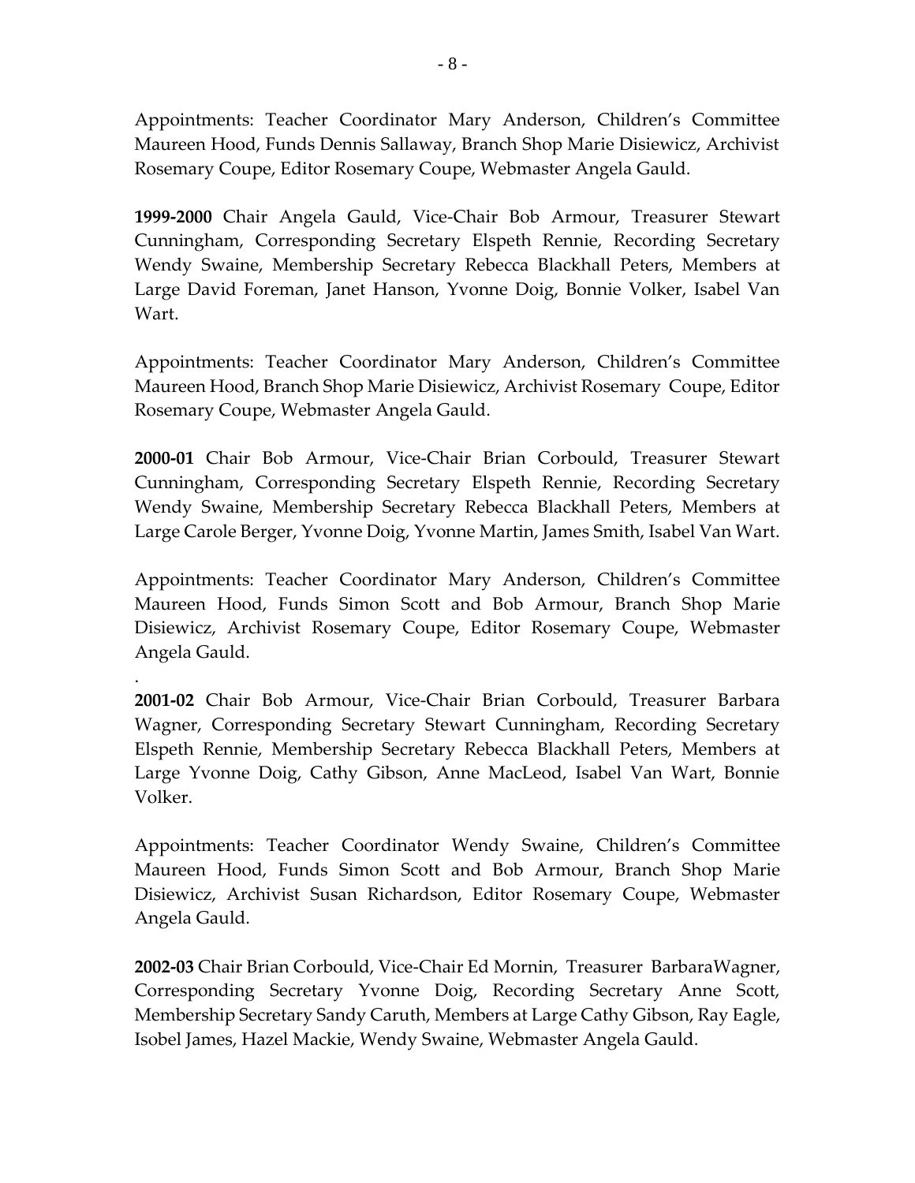Appointments: Teacher Coordinator Mary Anderson, Children's Committee Maureen Hood, Funds Dennis Sallaway, Branch Shop Marie Disiewicz, Archivist Rosemary Coupe, Editor Rosemary Coupe, Webmaster Angela Gauld.

**1999-2000** Chair Angela Gauld, Vice-Chair Bob Armour, Treasurer Stewart Cunningham, Corresponding Secretary Elspeth Rennie, Recording Secretary Wendy Swaine, Membership Secretary Rebecca Blackhall Peters, Members at Large David Foreman, Janet Hanson, Yvonne Doig, Bonnie Volker, Isabel Van Wart.

Appointments: Teacher Coordinator Mary Anderson, Children's Committee Maureen Hood, Branch Shop Marie Disiewicz, Archivist Rosemary Coupe, Editor Rosemary Coupe, Webmaster Angela Gauld.

**2000-01** Chair Bob Armour, Vice-Chair Brian Corbould, Treasurer Stewart Cunningham, Corresponding Secretary Elspeth Rennie, Recording Secretary Wendy Swaine, Membership Secretary Rebecca Blackhall Peters, Members at Large Carole Berger, Yvonne Doig, Yvonne Martin, James Smith, Isabel Van Wart.

Appointments: Teacher Coordinator Mary Anderson, Children's Committee Maureen Hood, Funds Simon Scott and Bob Armour, Branch Shop Marie Disiewicz, Archivist Rosemary Coupe, Editor Rosemary Coupe, Webmaster Angela Gauld.

.

**2001-02** Chair Bob Armour, Vice-Chair Brian Corbould, Treasurer Barbara Wagner, Corresponding Secretary Stewart Cunningham, Recording Secretary Elspeth Rennie, Membership Secretary Rebecca Blackhall Peters, Members at Large Yvonne Doig, Cathy Gibson, Anne MacLeod, Isabel Van Wart, Bonnie Volker.

Appointments: Teacher Coordinator Wendy Swaine, Children's Committee Maureen Hood, Funds Simon Scott and Bob Armour, Branch Shop Marie Disiewicz, Archivist Susan Richardson, Editor Rosemary Coupe, Webmaster Angela Gauld.

**2002-03** Chair Brian Corbould, Vice-Chair Ed Mornin, Treasurer BarbaraWagner, Corresponding Secretary Yvonne Doig, Recording Secretary Anne Scott, Membership Secretary Sandy Caruth, Members at Large Cathy Gibson, Ray Eagle, Isobel James, Hazel Mackie, Wendy Swaine, Webmaster Angela Gauld.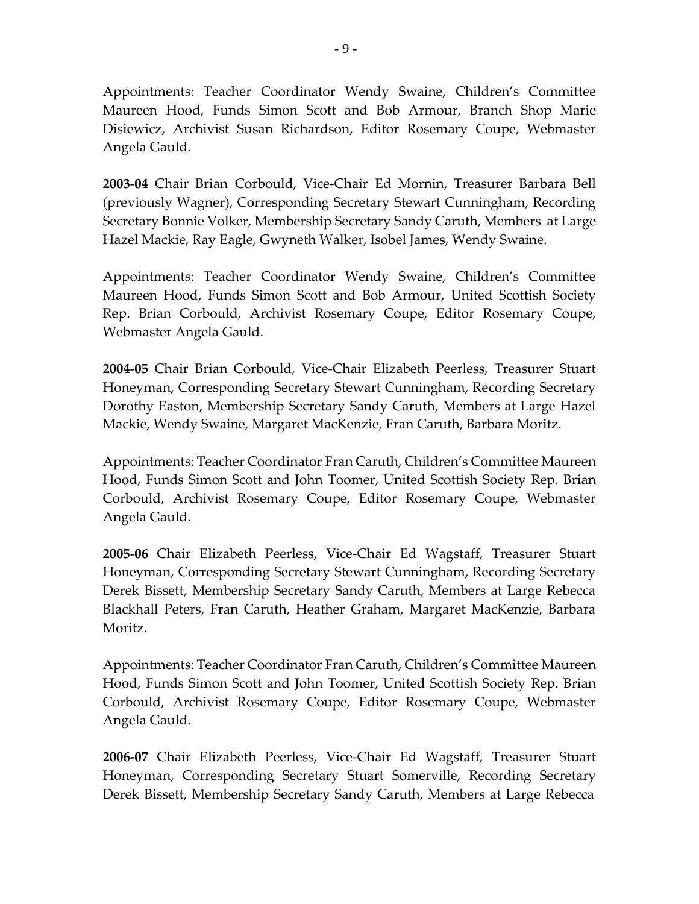Appointments: Teacher Coordinator Wendy Swaine, Children's Committee Maureen Hood, Funds Simon Scott and Bob Armour, Branch Shop Marie Disiewicz, Archivist Susan Richardson, Editor Rosemary Coupe, Webmaster Angela Gauld.

**2003-04** Chair Brian Corbould, Vice-Chair Ed Mornin, Treasurer Barbara Bell (previously Wagner), Corresponding Secretary Stewart Cunningham, Recording Secretary Bonnie Volker, Membership Secretary Sandy Caruth, Members at Large Hazel Mackie, Ray Eagle, Gwyneth Walker, Isobel James, Wendy Swaine.

Appointments: Teacher Coordinator Wendy Swaine, Children's Committee Maureen Hood, Funds Simon Scott and Bob Armour, United Scottish Society Rep. Brian Corbould, Archivist Rosemary Coupe, Editor Rosemary Coupe, Webmaster Angela Gauld.

**2004-05** Chair Brian Corbould, Vice-Chair Elizabeth Peerless, Treasurer Stuart Honeyman, Corresponding Secretary Stewart Cunningham, Recording Secretary Dorothy Easton, Membership Secretary Sandy Caruth, Members at Large Hazel Mackie, Wendy Swaine, Margaret MacKenzie, Fran Caruth, Barbara Moritz.

Appointments: Teacher Coordinator Fran Caruth, Children's Committee Maureen Hood, Funds Simon Scott and John Toomer, United Scottish Society Rep. Brian Corbould, Archivist Rosemary Coupe, Editor Rosemary Coupe, Webmaster Angela Gauld.

**2005-06** Chair Elizabeth Peerless, Vice-Chair Ed Wagstaff, Treasurer Stuart Honeyman, Corresponding Secretary Stewart Cunningham, Recording Secretary Derek Bissett, Membership Secretary Sandy Caruth, Members at Large Rebecca Blackhall Peters, Fran Caruth, Heather Graham, Margaret MacKenzie, Barbara Moritz.

Appointments: Teacher Coordinator Fran Caruth, Children's Committee Maureen Hood, Funds Simon Scott and John Toomer, United Scottish Society Rep. Brian Corbould, Archivist Rosemary Coupe, Editor Rosemary Coupe, Webmaster Angela Gauld.

**2006-07** Chair Elizabeth Peerless, Vice-Chair Ed Wagstaff, Treasurer Stuart Honeyman, Corresponding Secretary Stuart Somerville, Recording Secretary Derek Bissett, Membership Secretary Sandy Caruth, Members at Large Rebecca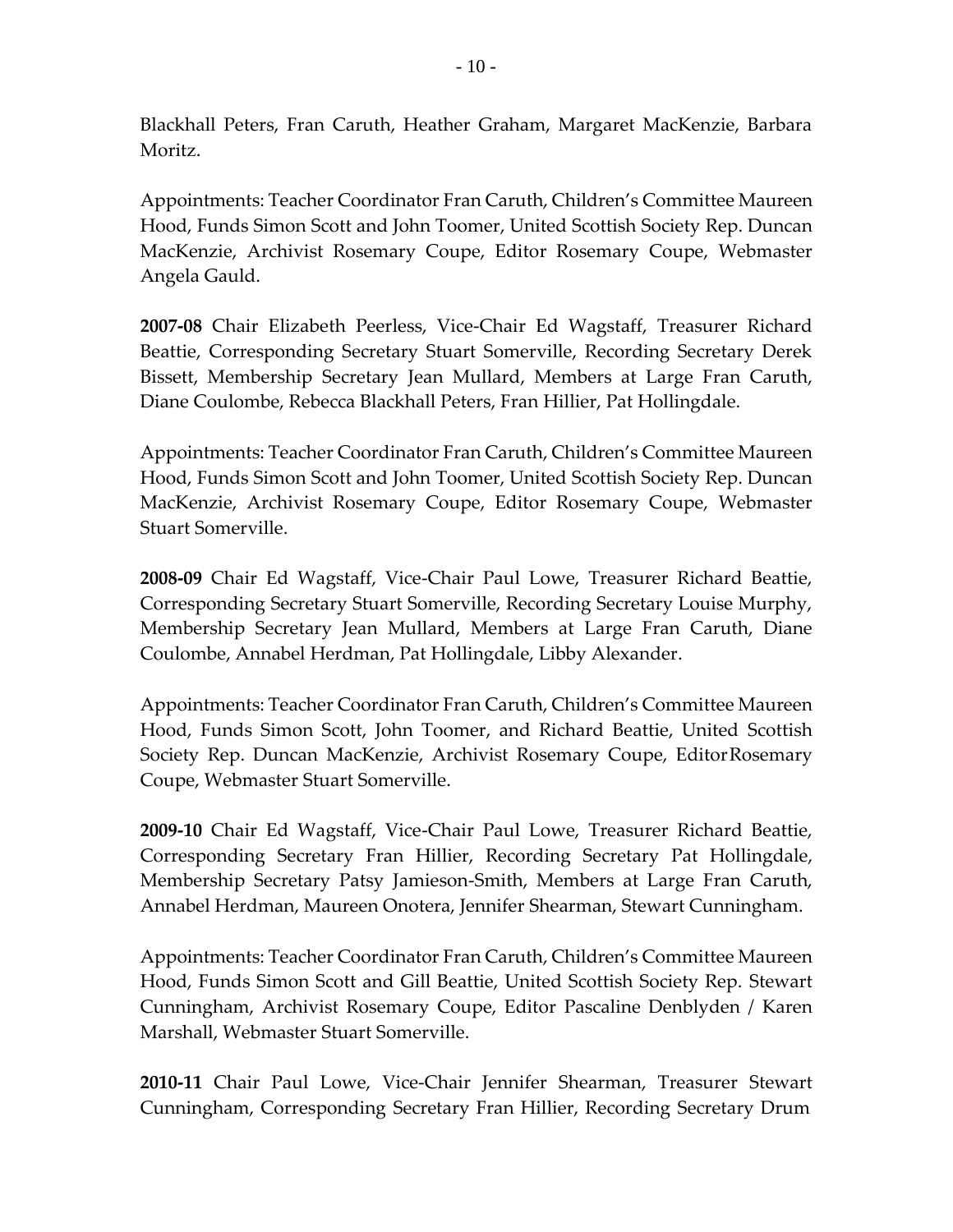Blackhall Peters, Fran Caruth, Heather Graham, Margaret MacKenzie, Barbara Moritz.

Appointments: Teacher Coordinator Fran Caruth, Children's Committee Maureen Hood, Funds Simon Scott and John Toomer, United Scottish Society Rep. Duncan MacKenzie, Archivist Rosemary Coupe, Editor Rosemary Coupe, Webmaster Angela Gauld.

**2007-08** Chair Elizabeth Peerless, Vice-Chair Ed Wagstaff, Treasurer Richard Beattie, Corresponding Secretary Stuart Somerville, Recording Secretary Derek Bissett, Membership Secretary Jean Mullard, Members at Large Fran Caruth, Diane Coulombe, Rebecca Blackhall Peters, Fran Hillier, Pat Hollingdale.

Appointments: Teacher Coordinator Fran Caruth, Children's Committee Maureen Hood, Funds Simon Scott and John Toomer, United Scottish Society Rep. Duncan MacKenzie, Archivist Rosemary Coupe, Editor Rosemary Coupe, Webmaster Stuart Somerville.

**2008-09** Chair Ed Wagstaff, Vice-Chair Paul Lowe, Treasurer Richard Beattie, Corresponding Secretary Stuart Somerville, Recording Secretary Louise Murphy, Membership Secretary Jean Mullard, Members at Large Fran Caruth, Diane Coulombe, Annabel Herdman, Pat Hollingdale, Libby Alexander.

Appointments: Teacher Coordinator Fran Caruth, Children's Committee Maureen Hood, Funds Simon Scott, John Toomer, and Richard Beattie, United Scottish Society Rep. Duncan MacKenzie, Archivist Rosemary Coupe, Editor Rosemary Coupe, Webmaster Stuart Somerville.

**2009-10** Chair Ed Wagstaff, Vice-Chair Paul Lowe, Treasurer Richard Beattie, Corresponding Secretary Fran Hillier, Recording Secretary Pat Hollingdale, Membership Secretary Patsy Jamieson-Smith, Members at Large Fran Caruth, Annabel Herdman, Maureen Onotera, Jennifer Shearman, Stewart Cunningham.

Appointments: Teacher Coordinator Fran Caruth, Children's Committee Maureen Hood, Funds Simon Scott and Gill Beattie, United Scottish Society Rep. Stewart Cunningham, Archivist Rosemary Coupe, Editor Pascaline Denblyden / Karen Marshall, Webmaster Stuart Somerville.

**2010-11** Chair Paul Lowe, Vice-Chair Jennifer Shearman, Treasurer Stewart Cunningham, Corresponding Secretary Fran Hillier, Recording Secretary Drum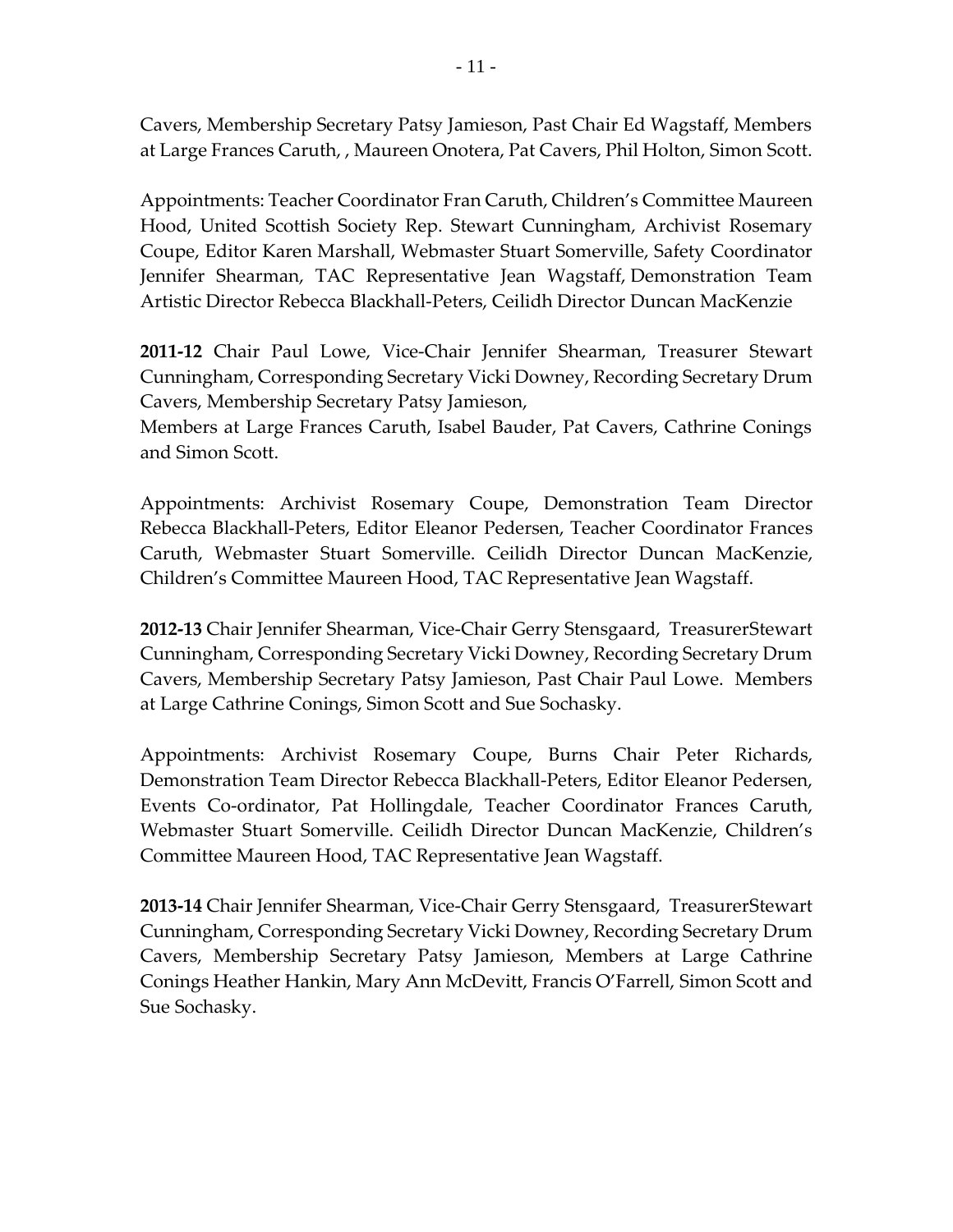Cavers, Membership Secretary Patsy Jamieson, Past Chair Ed Wagstaff, Members at Large Frances Caruth, , Maureen Onotera, Pat Cavers, Phil Holton, Simon Scott.

Appointments: Teacher Coordinator Fran Caruth, Children's Committee Maureen Hood, United Scottish Society Rep. Stewart Cunningham, Archivist Rosemary Coupe, Editor Karen Marshall, Webmaster Stuart Somerville, Safety Coordinator Jennifer Shearman, TAC Representative Jean Wagstaff, Demonstration Team Artistic Director Rebecca Blackhall-Peters, Ceilidh Director Duncan MacKenzie

**2011-12** Chair Paul Lowe, Vice-Chair Jennifer Shearman, Treasurer Stewart Cunningham, Corresponding Secretary Vicki Downey, Recording Secretary Drum Cavers, Membership Secretary Patsy Jamieson,
Members at Large Frances Caruth, Isabel Bauder, Pat Cavers, Cathrine Conings and Simon Scott.

Appointments: Archivist Rosemary Coupe, Demonstration Team Director Rebecca Blackhall-Peters, Editor Eleanor Pedersen, Teacher Coordinator Frances Caruth, Webmaster Stuart Somerville. Ceilidh Director Duncan MacKenzie, Children's Committee Maureen Hood, TAC Representative Jean Wagstaff.

**2012-13** Chair Jennifer Shearman, Vice-Chair Gerry Stensgaard, TreasurerStewart Cunningham, Corresponding Secretary Vicki Downey, Recording Secretary Drum Cavers, Membership Secretary Patsy Jamieson, Past Chair Paul Lowe. Members at Large Cathrine Conings, Simon Scott and Sue Sochasky.

Appointments: Archivist Rosemary Coupe, Burns Chair Peter Richards, Demonstration Team Director Rebecca Blackhall-Peters, Editor Eleanor Pedersen, Events Co-ordinator, Pat Hollingdale, Teacher Coordinator Frances Caruth, Webmaster Stuart Somerville. Ceilidh Director Duncan MacKenzie, Children's Committee Maureen Hood, TAC Representative Jean Wagstaff.

**2013-14** Chair Jennifer Shearman, Vice-Chair Gerry Stensgaard, TreasurerStewart Cunningham, Corresponding Secretary Vicki Downey, Recording Secretary Drum Cavers, Membership Secretary Patsy Jamieson, Members at Large Cathrine Conings Heather Hankin, Mary Ann McDevitt, Francis O'Farrell, Simon Scott and Sue Sochasky.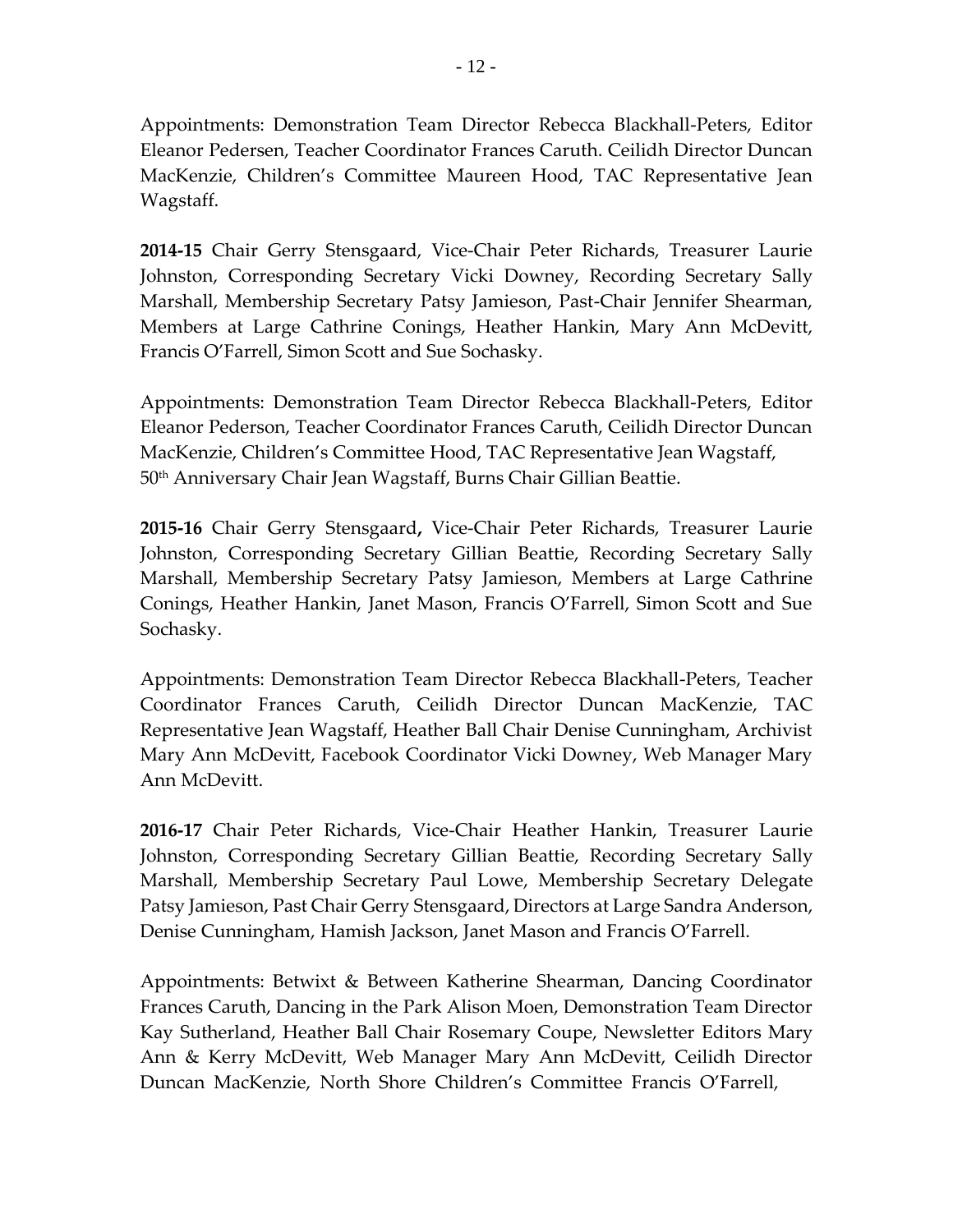Appointments: Demonstration Team Director Rebecca Blackhall-Peters, Editor Eleanor Pedersen, Teacher Coordinator Frances Caruth. Ceilidh Director Duncan MacKenzie, Children's Committee Maureen Hood, TAC Representative Jean Wagstaff.

**2014-15** Chair Gerry Stensgaard, Vice-Chair Peter Richards, Treasurer Laurie Johnston, Corresponding Secretary Vicki Downey, Recording Secretary Sally Marshall, Membership Secretary Patsy Jamieson, Past-Chair Jennifer Shearman, Members at Large Cathrine Conings, Heather Hankin, Mary Ann McDevitt, Francis O'Farrell, Simon Scott and Sue Sochasky.

Appointments: Demonstration Team Director Rebecca Blackhall-Peters, Editor Eleanor Pederson, Teacher Coordinator Frances Caruth, Ceilidh Director Duncan MacKenzie, Children's Committee Hood, TAC Representative Jean Wagstaff, 50th Anniversary Chair Jean Wagstaff, Burns Chair Gillian Beattie.

**2015-16** Chair Gerry Stensgaard**,** Vice-Chair Peter Richards, Treasurer Laurie Johnston, Corresponding Secretary Gillian Beattie, Recording Secretary Sally Marshall, Membership Secretary Patsy Jamieson, Members at Large Cathrine Conings, Heather Hankin, Janet Mason, Francis O'Farrell, Simon Scott and Sue Sochasky.

Appointments: Demonstration Team Director Rebecca Blackhall-Peters, Teacher Coordinator Frances Caruth, Ceilidh Director Duncan MacKenzie, TAC Representative Jean Wagstaff, Heather Ball Chair Denise Cunningham, Archivist Mary Ann McDevitt, Facebook Coordinator Vicki Downey, Web Manager Mary Ann McDevitt.

**2016-17** Chair Peter Richards, Vice-Chair Heather Hankin, Treasurer Laurie Johnston, Corresponding Secretary Gillian Beattie, Recording Secretary Sally Marshall, Membership Secretary Paul Lowe, Membership Secretary Delegate Patsy Jamieson, Past Chair Gerry Stensgaard, Directors at Large Sandra Anderson, Denise Cunningham, Hamish Jackson, Janet Mason and Francis O'Farrell.

Appointments: Betwixt & Between Katherine Shearman, Dancing Coordinator Frances Caruth, Dancing in the Park Alison Moen, Demonstration Team Director Kay Sutherland, Heather Ball Chair Rosemary Coupe, Newsletter Editors Mary Ann & Kerry McDevitt, Web Manager Mary Ann McDevitt, Ceilidh Director Duncan MacKenzie, North Shore Children's Committee Francis O'Farrell,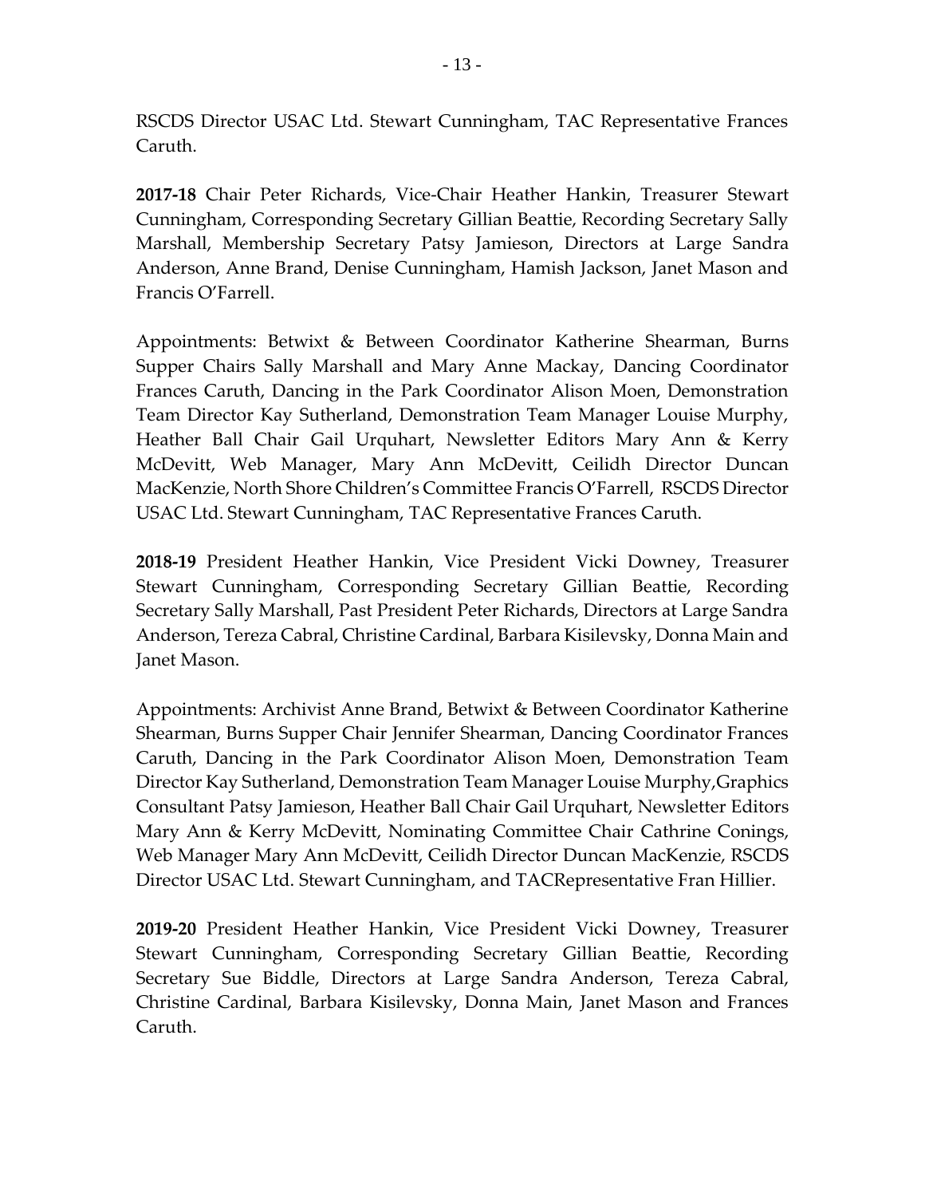RSCDS Director USAC Ltd. Stewart Cunningham, TAC Representative Frances Caruth.

**2017-18** Chair Peter Richards, Vice-Chair Heather Hankin, Treasurer Stewart Cunningham, Corresponding Secretary Gillian Beattie, Recording Secretary Sally Marshall, Membership Secretary Patsy Jamieson, Directors at Large Sandra Anderson, Anne Brand, Denise Cunningham, Hamish Jackson, Janet Mason and Francis O'Farrell.

Appointments: Betwixt & Between Coordinator Katherine Shearman, Burns Supper Chairs Sally Marshall and Mary Anne Mackay, Dancing Coordinator Frances Caruth, Dancing in the Park Coordinator Alison Moen, Demonstration Team Director Kay Sutherland, Demonstration Team Manager Louise Murphy, Heather Ball Chair Gail Urquhart, Newsletter Editors Mary Ann & Kerry McDevitt, Web Manager, Mary Ann McDevitt, Ceilidh Director Duncan MacKenzie, North Shore Children's Committee Francis O'Farrell, RSCDS Director USAC Ltd. Stewart Cunningham, TAC Representative Frances Caruth.

**2018-19** President Heather Hankin, Vice President Vicki Downey, Treasurer Stewart Cunningham, Corresponding Secretary Gillian Beattie, Recording Secretary Sally Marshall, Past President Peter Richards, Directors at Large Sandra Anderson, Tereza Cabral, Christine Cardinal, Barbara Kisilevsky, Donna Main and Janet Mason.

Appointments: Archivist Anne Brand, Betwixt & Between Coordinator Katherine Shearman, Burns Supper Chair Jennifer Shearman, Dancing Coordinator Frances Caruth, Dancing in the Park Coordinator Alison Moen, Demonstration Team Director Kay Sutherland, Demonstration Team Manager Louise Murphy,Graphics Consultant Patsy Jamieson, Heather Ball Chair Gail Urquhart, Newsletter Editors Mary Ann & Kerry McDevitt, Nominating Committee Chair Cathrine Conings, Web Manager Mary Ann McDevitt, Ceilidh Director Duncan MacKenzie, RSCDS Director USAC Ltd. Stewart Cunningham, and TACRepresentative Fran Hillier.

**2019-20** President Heather Hankin, Vice President Vicki Downey, Treasurer Stewart Cunningham, Corresponding Secretary Gillian Beattie, Recording Secretary Sue Biddle, Directors at Large Sandra Anderson, Tereza Cabral, Christine Cardinal, Barbara Kisilevsky, Donna Main, Janet Mason and Frances Caruth.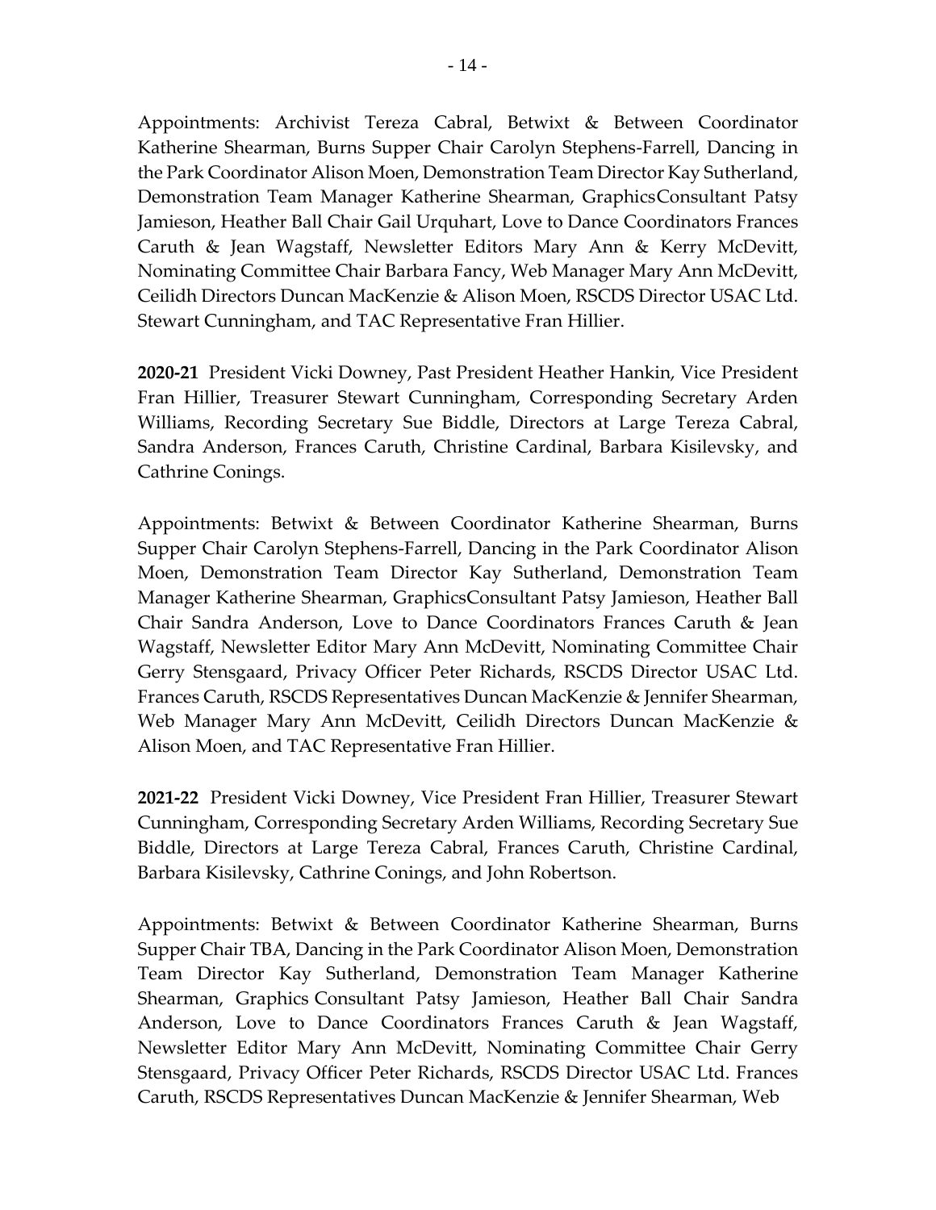Appointments: Archivist Tereza Cabral, Betwixt & Between Coordinator Katherine Shearman, Burns Supper Chair Carolyn Stephens-Farrell, Dancing in the Park Coordinator Alison Moen, Demonstration Team Director Kay Sutherland, Demonstration Team Manager Katherine Shearman, GraphicsConsultant Patsy Jamieson, Heather Ball Chair Gail Urquhart, Love to Dance Coordinators Frances Caruth & Jean Wagstaff, Newsletter Editors Mary Ann & Kerry McDevitt, Nominating Committee Chair Barbara Fancy, Web Manager Mary Ann McDevitt, Ceilidh Directors Duncan MacKenzie & Alison Moen, RSCDS Director USAC Ltd. Stewart Cunningham, and TAC Representative Fran Hillier.

**2020-21** President Vicki Downey, Past President Heather Hankin, Vice President Fran Hillier, Treasurer Stewart Cunningham, Corresponding Secretary Arden Williams, Recording Secretary Sue Biddle, Directors at Large Tereza Cabral, Sandra Anderson, Frances Caruth, Christine Cardinal, Barbara Kisilevsky, and Cathrine Conings.

Appointments: Betwixt & Between Coordinator Katherine Shearman, Burns Supper Chair Carolyn Stephens-Farrell, Dancing in the Park Coordinator Alison Moen, Demonstration Team Director Kay Sutherland, Demonstration Team Manager Katherine Shearman, GraphicsConsultant Patsy Jamieson, Heather Ball Chair Sandra Anderson, Love to Dance Coordinators Frances Caruth & Jean Wagstaff, Newsletter Editor Mary Ann McDevitt, Nominating Committee Chair Gerry Stensgaard, Privacy Officer Peter Richards, RSCDS Director USAC Ltd. Frances Caruth, RSCDS Representatives Duncan MacKenzie & Jennifer Shearman, Web Manager Mary Ann McDevitt, Ceilidh Directors Duncan MacKenzie & Alison Moen, and TAC Representative Fran Hillier.

**2021-22** President Vicki Downey, Vice President Fran Hillier, Treasurer Stewart Cunningham, Corresponding Secretary Arden Williams, Recording Secretary Sue Biddle, Directors at Large Tereza Cabral, Frances Caruth, Christine Cardinal, Barbara Kisilevsky, Cathrine Conings, and John Robertson.

Appointments: Betwixt & Between Coordinator Katherine Shearman, Burns Supper Chair TBA, Dancing in the Park Coordinator Alison Moen, Demonstration Team Director Kay Sutherland, Demonstration Team Manager Katherine Shearman, Graphics Consultant Patsy Jamieson, Heather Ball Chair Sandra Anderson, Love to Dance Coordinators Frances Caruth & Jean Wagstaff, Newsletter Editor Mary Ann McDevitt, Nominating Committee Chair Gerry Stensgaard, Privacy Officer Peter Richards, RSCDS Director USAC Ltd. Frances Caruth, RSCDS Representatives Duncan MacKenzie & Jennifer Shearman, Web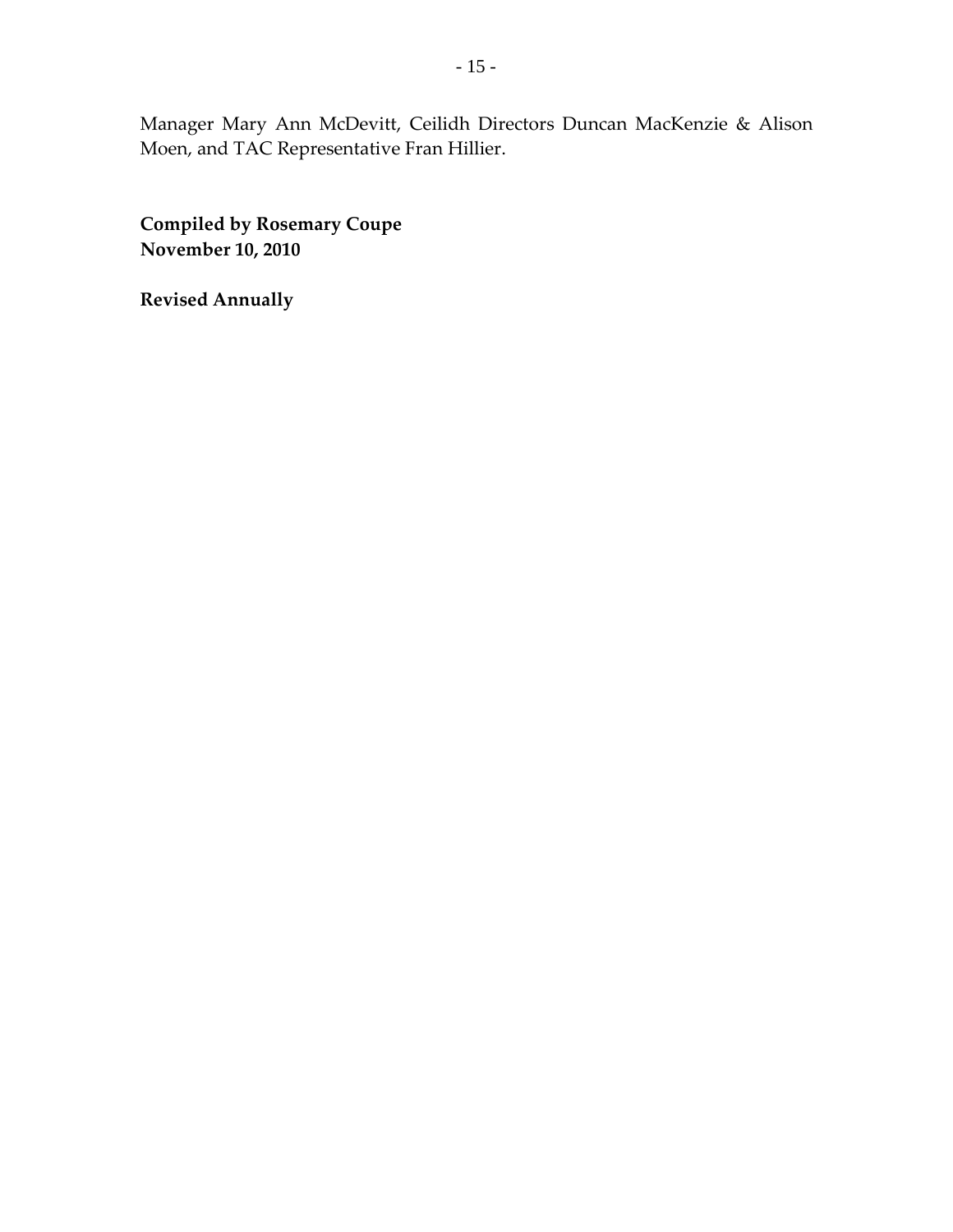Manager Mary Ann McDevitt, Ceilidh Directors Duncan MacKenzie & Alison Moen, and TAC Representative Fran Hillier.

**Compiled by Rosemary Coupe**
**November 10, 2010**

**Revised Annually**